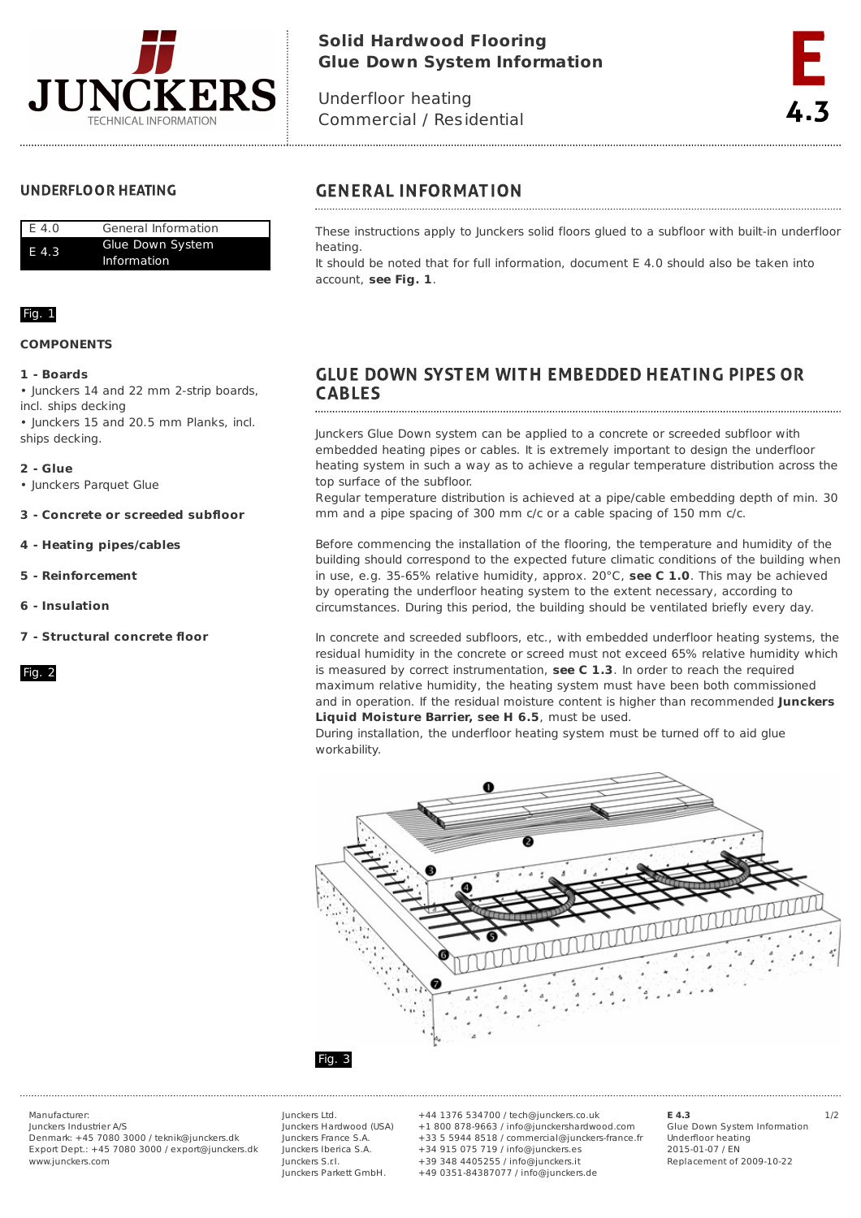# Solid Hardwood Flooring
# Glue Down System Information

Underfloor heating
Commercial / Residential

E 4.3

## UNDERFLOOR HEATING

| | |
|---|---|
| E 4.0 | General Information |
| E 4.3 | Glue Down System Information |

Fig. 1

**COMPONENTS**

**1 - Boards**
- Junckers 14 and 22 mm 2-strip boards, incl. ships decking
- Junckers 15 and 20.5 mm Planks, incl. ships decking.

**2 - Glue**
- Junckers Parquet Glue

**3 - Concrete or screeded subfloor**

**4 - Heating pipes/cables**

**5 - Reinforcement**

**6 - Insulation**

**7 - Structural concrete floor**

Fig. 2

## GENERAL INFORMATION

These instructions apply to Junckers solid floors glued to a subfloor with built-in underfloor heating.
It should be noted that for full information, document E 4.0 should also be taken into account, **see Fig. 1**.

## GLUE DOWN SYSTEM WITH EMBEDDED HEATING PIPES OR CABLES

Junckers Glue Down system can be applied to a concrete or screeded subfloor with embedded heating pipes or cables. It is extremely important to design the underfloor heating system in such a way as to achieve a regular temperature distribution across the top surface of the subfloor.
Regular temperature distribution is achieved at a pipe/cable embedding depth of min. 30 mm and a pipe spacing of 300 mm c/c or a cable spacing of 150 mm c/c.

Before commencing the installation of the flooring, the temperature and humidity of the building should correspond to the expected future climatic conditions of the building when in use, e.g. 35-65% relative humidity, approx. 20°C, **see C 1.0**. This may be achieved by operating the underfloor heating system to the extent necessary, according to circumstances. During this period, the building should be ventilated briefly every day.

In concrete and screeded subfloors, etc., with embedded underfloor heating systems, the residual humidity in the concrete or screed must not exceed 65% relative humidity which is measured by correct instrumentation, **see C 1.3**. In order to reach the required maximum relative humidity, the heating system must have been commissioned and in operation. If the residual moisture content is higher than recommended **Junckers Liquid Moisture Barrier, see H 6.5**, must be used.
During installation, the underfloor heating system must be turned off to aid glue workability.

Fig. 3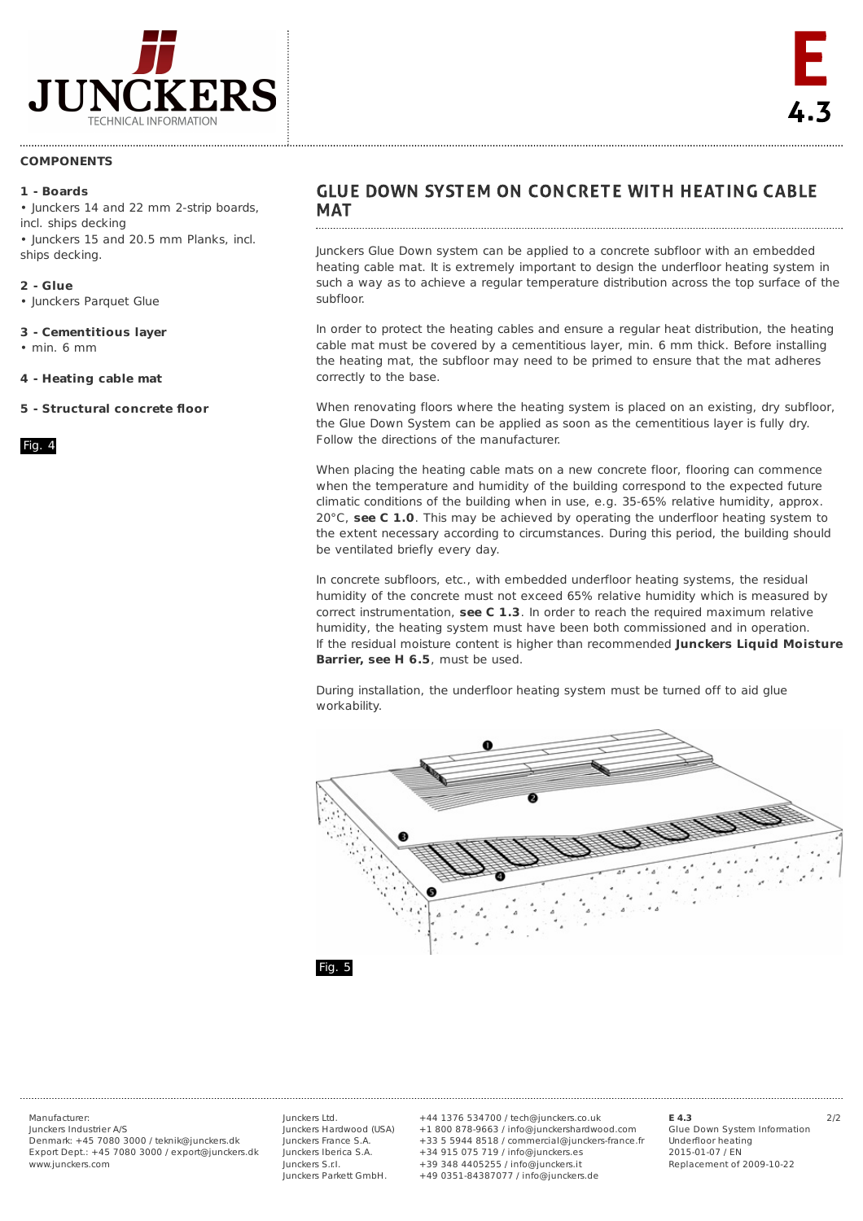## COMPONENTS

**1 - Boards**
- Junckers 14 and 22 mm 2-strip boards, incl. ships decking
- Junckers 15 and 20.5 mm Planks, incl. ships decking.

**2 - Glue**
- Junckers Parquet Glue

**3 - Cementitious layer**
- min. 6 mm

**4 - Heating cable mat**

**5 - Structural concrete floor**

Fig. 4

## GLUE DOWN SYSTEM ON CONCRETE WITH HEATING CABLE MAT

Junckers Glue Down system can be applied to a concrete subfloor with an embedded heating cable mat. It is extremely important to design the underfloor heating system in such a way as to achieve a regular temperature distribution across the top surface of the subfloor.

In order to protect the heating cables and ensure a regular heat distribution, the heating cable mat must be covered by a cementitious layer, min. 6 mm thick. Before installing the heating mat, the subfloor may need to be primed to ensure that the mat adheres correctly to the base.

When renovating floors where the heating system is placed on an existing, dry subfloor, the Glue Down System can be applied as soon as the cementitious layer is fully dry. Follow the directions of the manufacturer.

When placing the heating cable mats on a new concrete floor, flooring can commence when the temperature and humidity of the building correspond to the expected future climatic conditions of the building when in use, e.g. 35-65% relative humidity, approx. 20°C, **see C 1.0**. This may be achieved by operating the underfloor heating system to the extent necessary according to circumstances. During this period, the building should be ventilated briefly every day.

In concrete subfloors, etc., with embedded underfloor heating systems, the residual humidity of the concrete must not exceed 65% relative humidity which is measured by correct instrumentation, **see C 1.3**. In order to reach the required maximum relative humidity, the heating system must have been both commissioned and in operation. If the residual moisture content is higher than recommended **Junckers Liquid Moisture Barrier, see H 6.5**, must be used.

During installation, the underfloor heating system must be turned off to aid glue workability.

1
2
3
4
5

Fig. 5

Manufacturer:
Junckers Industrier A/S
Denmark: +45 7080 3000 / teknik@junckers.dk
Export Dept.: +45 7080 3000 / export@junckers.dk
www.junckers.com

Junckers Ltd. +44 1376 534700 / tech@junckers.co.uk
Junckers Hardwood (USA) +1 800 878-9663 / info@junckershardwood.com
Junckers France S.A. +33 5 5944 8518 / commercial@junckers-france.fr
Junckers Iberica S.A. +34 915 075 719 / info@junckers.es
Junckers S.rl. +39 348 4405255 / info@junckers.it
Junckers Parkett GmbH. +49 0351-84387077 / info@junckers.de

**E 4.3**
Glue Down System Information
Underfloor heating
2015-01-07 / EN
Replacement of 2009-10-22